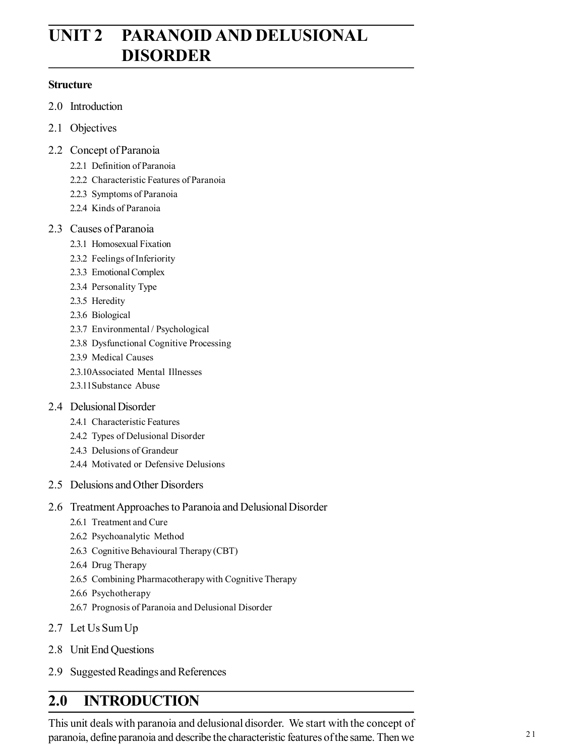# UNIT 2 PARANOID AND DELUSIONAL DISORDER

**Structure**

2.0 Introduction

2.1 Objectives

2.2 Concept of Paranoia

- 2.2.1 Definition of Paranoia
- 2.2.2 Characteristic Features of Paranoia
- 2.2.3 Symptoms of Paranoia
- 2.2.4 Kinds of Paranoia

2.3 Causes of Paranoia

- 2.3.1 Homosexual Fixation
- 2.3.2 Feelings of Inferiority
- 2.3.3 Emotional Complex
- 2.3.4 Personality Type
- 2.3.5 Heredity
- 2.3.6 Biological
- 2.3.7 Environmental / Psychological
- 2.3.8 Dysfunctional Cognitive Processing
- 2.3.9 Medical Causes
- 2.3.10 Associated Mental Illnesses
- 2.3.11 Substance Abuse

2.4 Delusional Disorder

- 2.4.1 Characteristic Features
- 2.4.2 Types of Delusional Disorder
- 2.4.3 Delusions of Grandeur
- 2.4.4 Motivated or Defensive Delusions

2.5 Delusions and Other Disorders

2.6 Treatment Approaches to Paranoia and Delusional Disorder

- 2.6.1 Treatment and Cure
- 2.6.2 Psychoanalytic Method
- 2.6.3 Cognitive Behavioural Therapy (CBT)
- 2.6.4 Drug Therapy
- 2.6.5 Combining Pharmacotherapy with Cognitive Therapy
- 2.6.6 Psychotherapy
- 2.6.7 Prognosis of Paranoia and Delusional Disorder

2.7 Let Us Sum Up

2.8 Unit End Questions

2.9 Suggested Readings and References

## 2.0 INTRODUCTION

This unit deals with paranoia and delusional disorder. We start with the concept of paranoia, define paranoia and describe the characteristic features of the same. Then we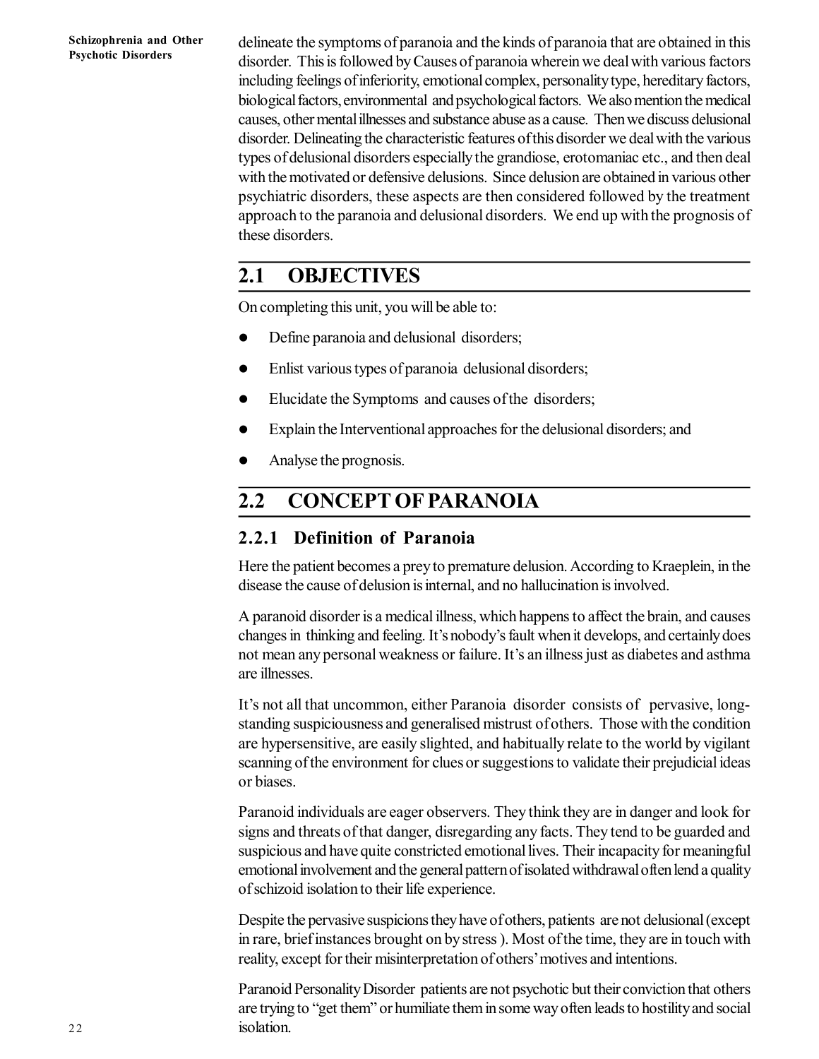delineate the symptoms of paranoia and the kinds of paranoia that are obtained in this disorder. This is followed by Causes of paranoia wherein we deal with various factors including feelings of inferiority, emotional complex, personality type, hereditary factors, biological factors, environmental and psychological factors. We also mention the medical causes, other mental illnesses and substance abuse as a cause. Then we discuss delusional disorder. Delineating the characteristic features of this disorder we deal with the various types of delusional disorders especially the grandiose, erotomaniac etc., and then deal with the motivated or defensive delusions. Since delusion are obtained in various other psychiatric disorders, these aspects are then considered followed by the treatment approach to the paranoia and delusional disorders. We end up with the prognosis of these disorders.

## 2.1 OBJECTIVES

On completing this unit, you will be able to:

- Define paranoia and delusional disorders;
- Enlist various types of paranoia delusional disorders;
- Elucidate the Symptoms and causes of the disorders;
- Explain the Interventional approaches for the delusional disorders; and
- Analyse the prognosis.

## 2.2 CONCEPT OF PARANOIA

### 2.2.1 Definition of Paranoia

Here the patient becomes a prey to premature delusion. According to Kraeplein, in the disease the cause of delusion is internal, and no hallucination is involved.

A paranoid disorder is a medical illness, which happens to affect the brain, and causes changes in thinking and feeling. It's nobody's fault when it develops, and certainly does not mean any personal weakness or failure. It's an illness just as diabetes and asthma are illnesses.

It's not all that uncommon, either Paranoia disorder consists of pervasive, long-standing suspiciousness and generalised mistrust of others. Those with the condition are hypersensitive, are easily slighted, and habitually relate to the world by vigilant scanning of the environment for clues or suggestions to validate their prejudicial ideas or biases.

Paranoid individuals are eager observers. They think they are in danger and look for signs and threats of that danger, disregarding any facts. They tend to be guarded and suspicious and have quite constricted emotional lives. Their incapacity for meaningful emotional involvement and the general pattern of isolated withdrawal often lend a quality of schizoid isolation to their life experience.

Despite the pervasive suspicions they have of others, patients are not delusional (except in rare, brief instances brought on by stress ). Most of the time, they are in touch with reality, except for their misinterpretation of others' motives and intentions.

Paranoid Personality Disorder patients are not psychotic but their conviction that others are trying to "get them" or humiliate them in some way often leads to hostility and social isolation.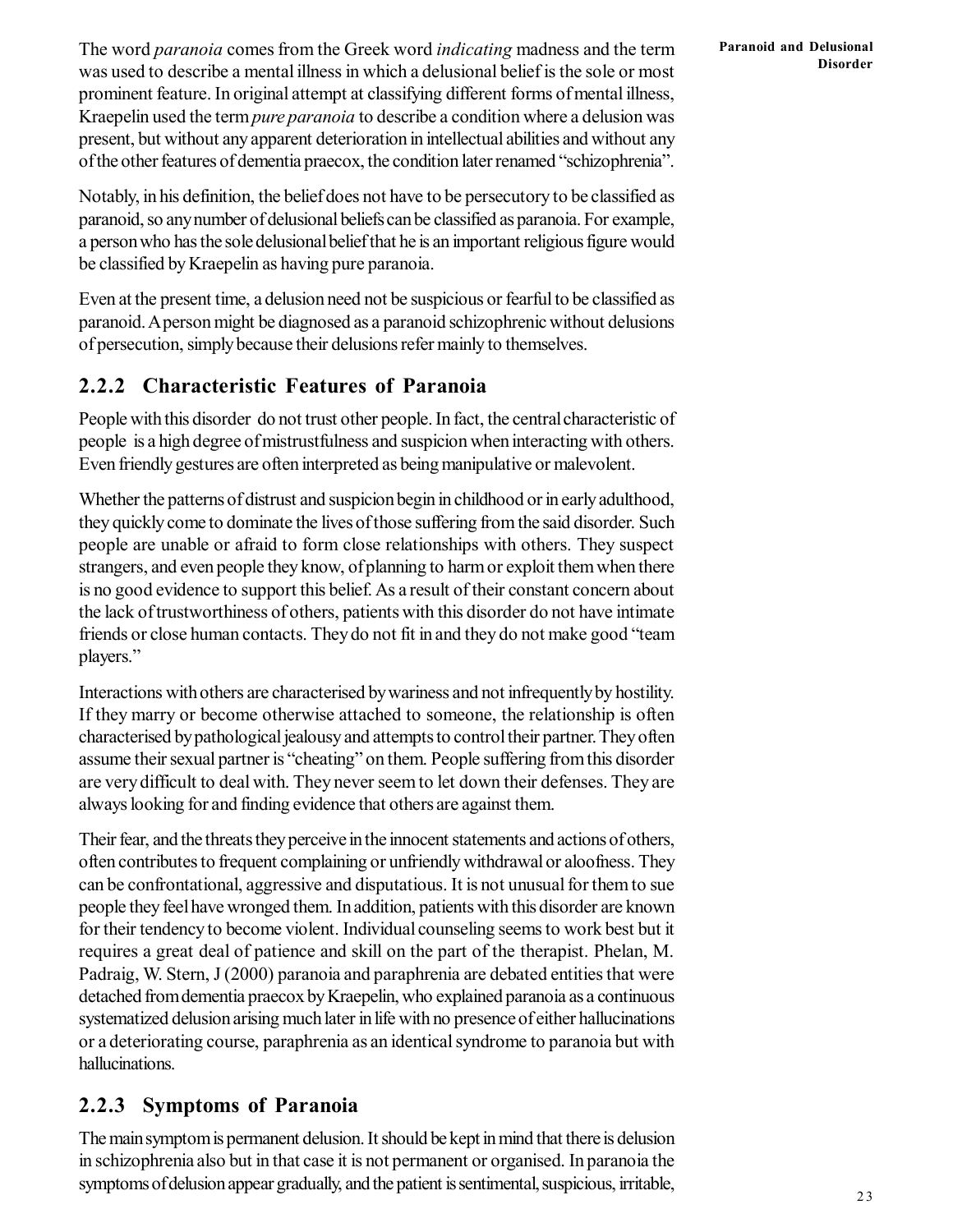The word *paranoia* comes from the Greek word *indicating* madness and the term was used to describe a mental illness in which a delusional belief is the sole or most prominent feature. In original attempt at classifying different forms of mental illness, Kraepelin used the term *pure paranoia* to describe a condition where a delusion was present, but without any apparent deterioration in intellectual abilities and without any of the other features of dementia praecox, the condition later renamed "schizophrenia".

Notably, in his definition, the belief does not have to be persecutory to be classified as paranoid, so any number of delusional beliefs can be classified as paranoia. For example, a person who has the sole delusional belief that he is an important religious figure would be classified by Kraepelin as having pure paranoia.

Even at the present time, a delusion need not be suspicious or fearful to be classified as paranoid. A person might be diagnosed as a paranoid schizophrenic without delusions of persecution, simply because their delusions refer mainly to themselves.

### 2.2.2 Characteristic Features of Paranoia

People with this disorder do not trust other people. In fact, the central characteristic of people is a high degree of mistrustfulness and suspicion when interacting with others. Even friendly gestures are often interpreted as being manipulative or malevolent.

Whether the patterns of distrust and suspicion begin in childhood or in early adulthood, they quickly come to dominate the lives of those suffering from the said disorder. Such people are unable or afraid to form close relationships with others. They suspect strangers, and even people they know, of planning to harm or exploit them when there is no good evidence to support this belief. As a result of their constant concern about the lack of trustworthiness of others, patients with this disorder do not have intimate friends or close human contacts. They do not fit in and they do not make good "team players."

Interactions with others are characterised by wariness and not infrequently by hostility. If they marry or become otherwise attached to someone, the relationship is often characterised by pathological jealousy and attempts to control their partner. They often assume their sexual partner is "cheating" on them. People suffering from this disorder are very difficult to deal with. They never seem to let down their defenses. They are always looking for and finding evidence that others are against them.

Their fear, and the threats they perceive in the innocent statements and actions of others, often contributes to frequent complaining or unfriendly withdrawal or aloofness. They can be confrontational, aggressive and disputatious. It is not unusual for them to sue people they feel have wronged them. In addition, patients with this disorder are known for their tendency to become violent. Individual counseling seems to work best but it requires a great deal of patience and skill on the part of the therapist. Phelan, M. Padraig, W. Stern, J (2000) paranoia and paraphrenia are debated entities that were detached from dementia praecox by Kraepelin, who explained paranoia as a continuous systematized delusion arising much later in life with no presence of either hallucinations or a deteriorating course, paraphrenia as an identical syndrome to paranoia but with hallucinations.

### 2.2.3 Symptoms of Paranoia

The main symptom is permanent delusion. It should be kept in mind that there is delusion in schizophrenia also but in that case it is not permanent or organised. In paranoia the symptoms of delusion appear gradually, and the patient is sentimental, suspicious, irritable,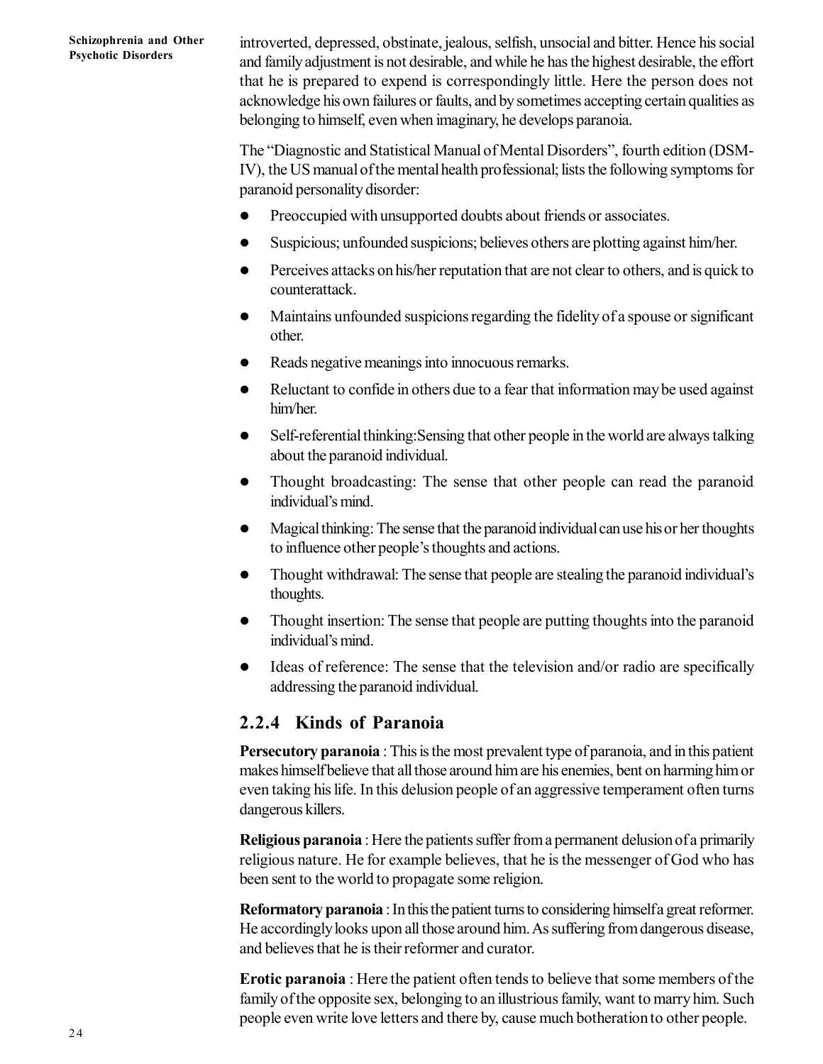introverted, depressed, obstinate, jealous, selfish, unsocial and bitter. Hence his social and family adjustment is not desirable, and while he has the highest desirable, the effort that he is prepared to expend is correspondingly little. Here the person does not acknowledge his own failures or faults, and by sometimes accepting certain qualities as belonging to himself, even when imaginary, he develops paranoia.

The "Diagnostic and Statistical Manual of Mental Disorders", fourth edition (DSM-IV), the US manual of the mental health professional; lists the following symptoms for paranoid personality disorder:

- Preoccupied with unsupported doubts about friends or associates.
- Suspicious; unfounded suspicions; believes others are plotting against him/her.
- Perceives attacks on his/her reputation that are not clear to others, and is quick to counterattack.
- Maintains unfounded suspicions regarding the fidelity of a spouse or significant other.
- Reads negative meanings into innocuous remarks.
- Reluctant to confide in others due to a fear that information may be used against him/her.
- Self-referential thinking:Sensing that other people in the world are always talking about the paranoid individual.
- Thought broadcasting: The sense that other people can read the paranoid individual's mind.
- Magical thinking: The sense that the paranoid individual can use his or her thoughts to influence other people's thoughts and actions.
- Thought withdrawal: The sense that people are stealing the paranoid individual's thoughts.
- Thought insertion: The sense that people are putting thoughts into the paranoid individual's mind.
- Ideas of reference: The sense that the television and/or radio are specifically addressing the paranoid individual.

### 2.2.4 Kinds of Paranoia

**Persecutory paranoia** : This is the most prevalent type of paranoia, and in this patient makes himself believe that all those around him are his enemies, bent on harming him or even taking his life. In this delusion people of an aggressive temperament often turns dangerous killers.

**Religious paranoia** : Here the patients suffer from a permanent delusion of a primarily religious nature. He for example believes, that he is the messenger of God who has been sent to the world to propagate some religion.

**Reformatory paranoia** : In this the patient turns to considering himself a great reformer. He accordingly looks upon all those around him. As suffering from dangerous disease, and believes that he is their reformer and curator.

**Erotic paranoia** : Here the patient often tends to believe that some members of the family of the opposite sex, belonging to an illustrious family, want to marry him. Such people even write love letters and there by, cause much botheration to other people.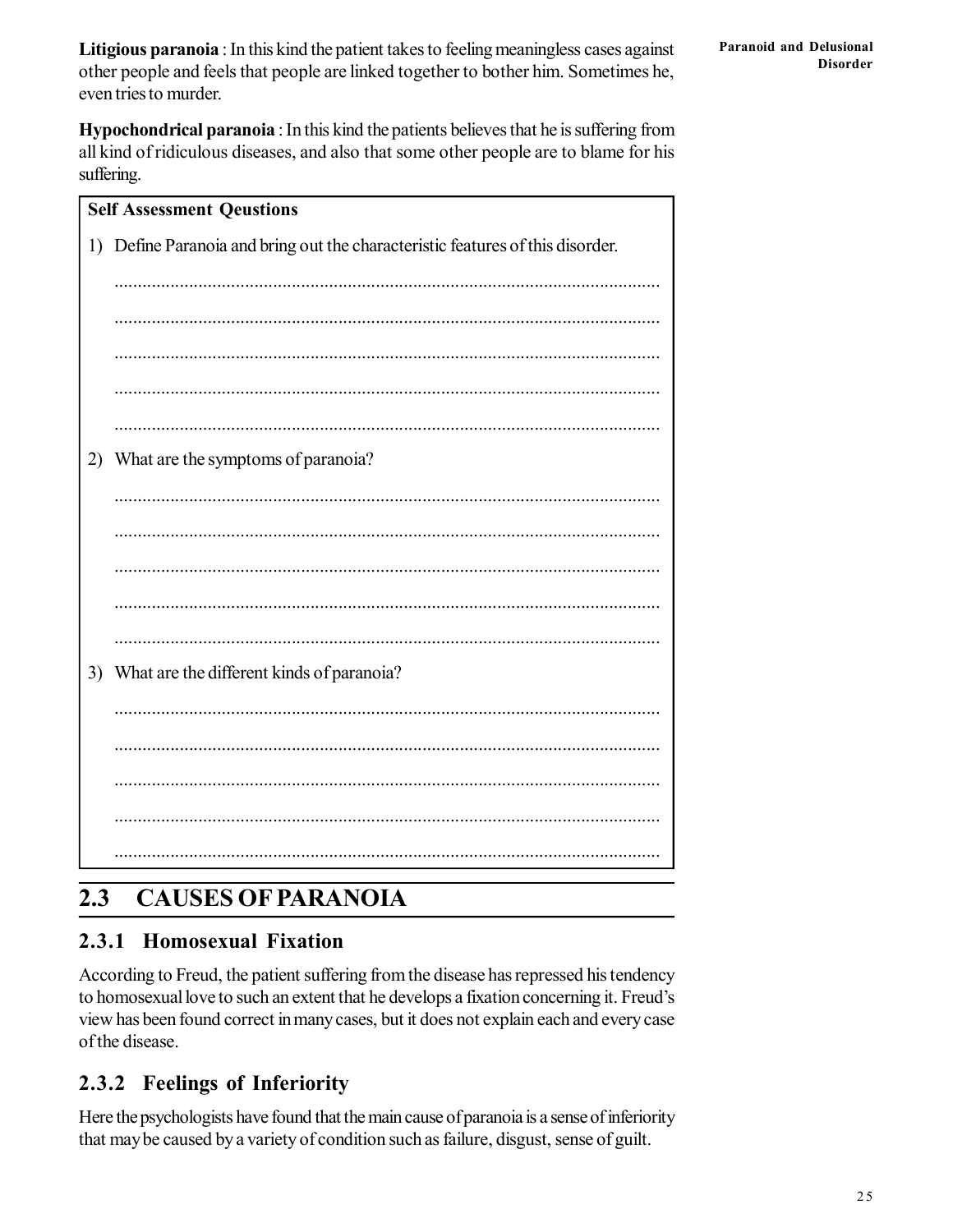**Litigious paranoia** : In this kind the patient takes to feeling meaningless cases against other people and feels that people are linked together to bother him. Sometimes he, even tries to murder.

**Hypochondrical paranoia** : In this kind the patients believes that he is suffering from all kind of ridiculous diseases, and also that some other people are to blame for his suffering.

> **Self Assessment Qeustions**
>
> 1) Define Paranoia and bring out the characteristic features of this disorder.
>
> .....................................................................................................................
>
> .....................................................................................................................
>
> .....................................................................................................................
>
> .....................................................................................................................
>
> .....................................................................................................................
>
> 2) What are the symptoms of paranoia?
>
> .....................................................................................................................
>
> .....................................................................................................................
>
> .....................................................................................................................
>
> .....................................................................................................................
>
> .....................................................................................................................
>
> 3) What are the different kinds of paranoia?
>
> .....................................................................................................................
>
> .....................................................................................................................
>
> .....................................................................................................................
>
> .....................................................................................................................
>
> .....................................................................................................................

## 2.3 CAUSES OF PARANOIA

### 2.3.1 Homosexual Fixation

According to Freud, the patient suffering from the disease has repressed his tendency to homosexual love to such an extent that he develops a fixation concerning it. Freud's view has been found correct in many cases, but it does not explain each and every case of the disease.

### 2.3.2 Feelings of Inferiority

Here the psychologists have found that the main cause of paranoia is a sense of inferiority that may be caused by a variety of condition such as failure, disgust, sense of guilt.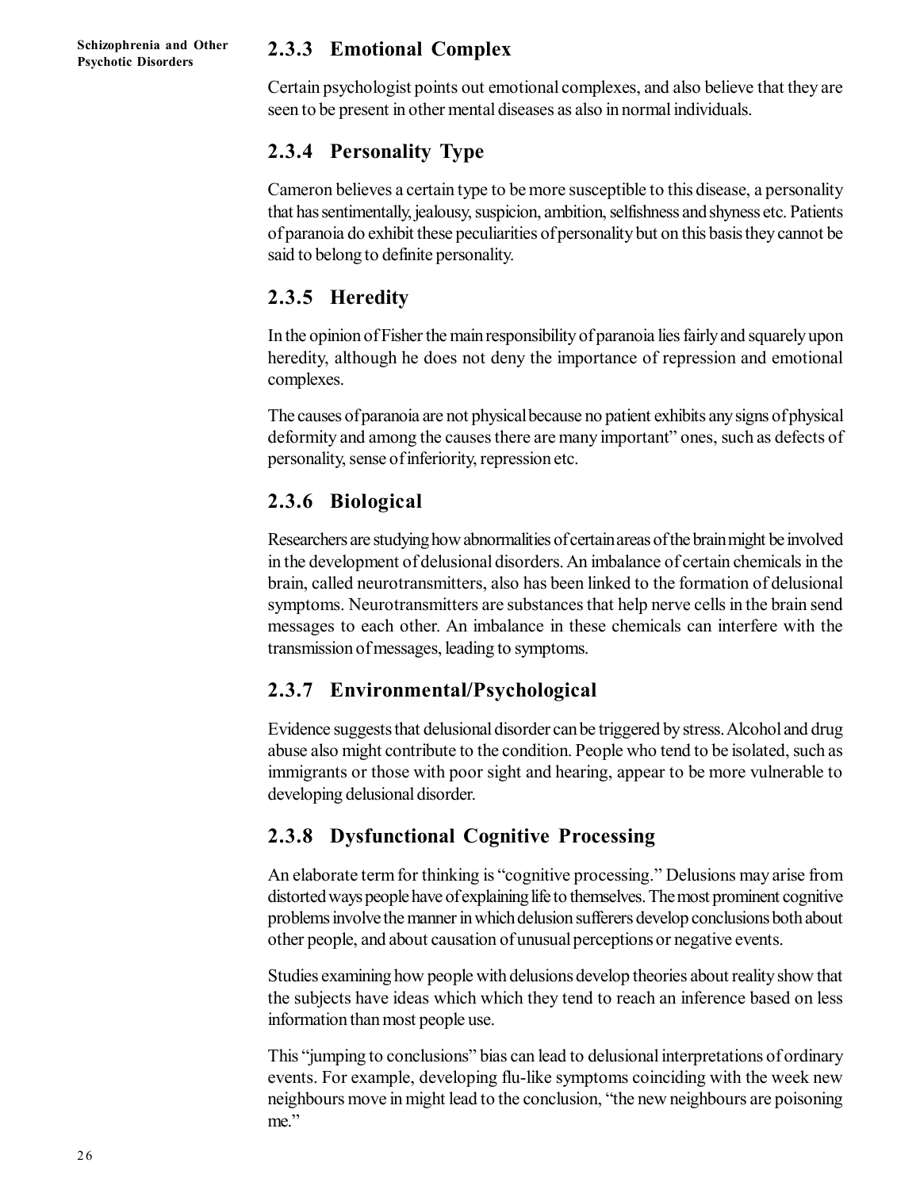### 2.3.3 Emotional Complex

Certain psychologist points out emotional complexes, and also believe that they are seen to be present in other mental diseases as also in normal individuals.

### 2.3.4 Personality Type

Cameron believes a certain type to be more susceptible to this disease, a personality that has sentimentally, jealousy, suspicion, ambition, selfishness and shyness etc. Patients of paranoia do exhibit these peculiarities of personality but on this basis they cannot be said to belong to definite personality.

### 2.3.5 Heredity

In the opinion of Fisher the main responsibility of paranoia lies fairly and squarely upon heredity, although he does not deny the importance of repression and emotional complexes.

The causes of paranoia are not physical because no patient exhibits any signs of physical deformity and among the causes there are many important" ones, such as defects of personality, sense of inferiority, repression etc.

### 2.3.6 Biological

Researchers are studying how abnormalities of certain areas of the brain might be involved in the development of delusional disorders. An imbalance of certain chemicals in the brain, called neurotransmitters, also has been linked to the formation of delusional symptoms. Neurotransmitters are substances that help nerve cells in the brain send messages to each other. An imbalance in these chemicals can interfere with the transmission of messages, leading to symptoms.

### 2.3.7 Environmental/Psychological

Evidence suggests that delusional disorder can be triggered by stress. Alcohol and drug abuse also might contribute to the condition. People who tend to be isolated, such as immigrants or those with poor sight and hearing, appear to be more vulnerable to developing delusional disorder.

### 2.3.8 Dysfunctional Cognitive Processing

An elaborate term for thinking is "cognitive processing." Delusions may arise from distorted ways people have of explaining life to themselves. The most prominent cognitive problems involve the manner in which delusion sufferers develop conclusions both about other people, and about causation of unusual perceptions or negative events.

Studies examining how people with delusions develop theories about reality show that the subjects have ideas which which they tend to reach an inference based on less information than most people use.

This "jumping to conclusions" bias can lead to delusional interpretations of ordinary events. For example, developing flu-like symptoms coinciding with the week new neighbours move in might lead to the conclusion, "the new neighbours are poisoning me."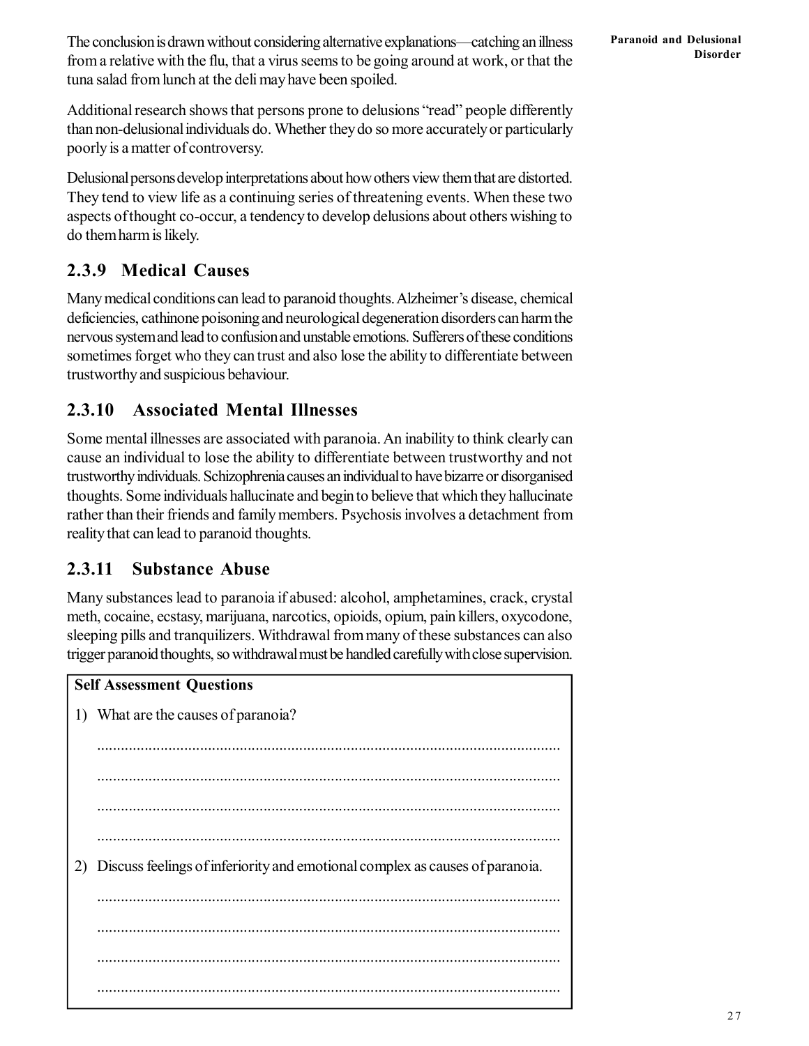The conclusion is drawn without considering alternative explanations—catching an illness from a relative with the flu, that a virus seems to be going around at work, or that the tuna salad from lunch at the deli may have been spoiled.

Additional research shows that persons prone to delusions "read" people differently than non-delusional individuals do. Whether they do so more accurately or particularly poorly is a matter of controversy.

Delusional persons develop interpretations about how others view them that are distorted. They tend to view life as a continuing series of threatening events. When these two aspects of thought co-occur, a tendency to develop delusions about others wishing to do them harm is likely.

### 2.3.9 Medical Causes

Many medical conditions can lead to paranoid thoughts. Alzheimer's disease, chemical deficiencies, cathinone poisoning and neurological degeneration disorders can harm the nervous system and lead to confusion and unstable emotions. Sufferers of these conditions sometimes forget who they can trust and also lose the ability to differentiate between trustworthy and suspicious behaviour.

### 2.3.10 Associated Mental Illnesses

Some mental illnesses are associated with paranoia. An inability to think clearly can cause an individual to lose the ability to differentiate between trustworthy and not trustworthy individuals. Schizophrenia causes an individual to have bizarre or disorganised thoughts. Some individuals hallucinate and begin to believe that which they hallucinate rather than their friends and family members. Psychosis involves a detachment from reality that can lead to paranoid thoughts.

### 2.3.11 Substance Abuse

Many substances lead to paranoia if abused: alcohol, amphetamines, crack, crystal meth, cocaine, ecstasy, marijuana, narcotics, opioids, opium, pain killers, oxycodone, sleeping pills and tranquilizers. Withdrawal from many of these substances can also trigger paranoid thoughts, so withdrawal must be handled carefully with close supervision.

**Self Assessment Questions**

1) What are the causes of paranoia?

.....................................................................................................................

.....................................................................................................................

.....................................................................................................................

.....................................................................................................................

2) Discuss feelings of inferiority and emotional complex as causes of paranoia.

.....................................................................................................................

.....................................................................................................................

.....................................................................................................................

.....................................................................................................................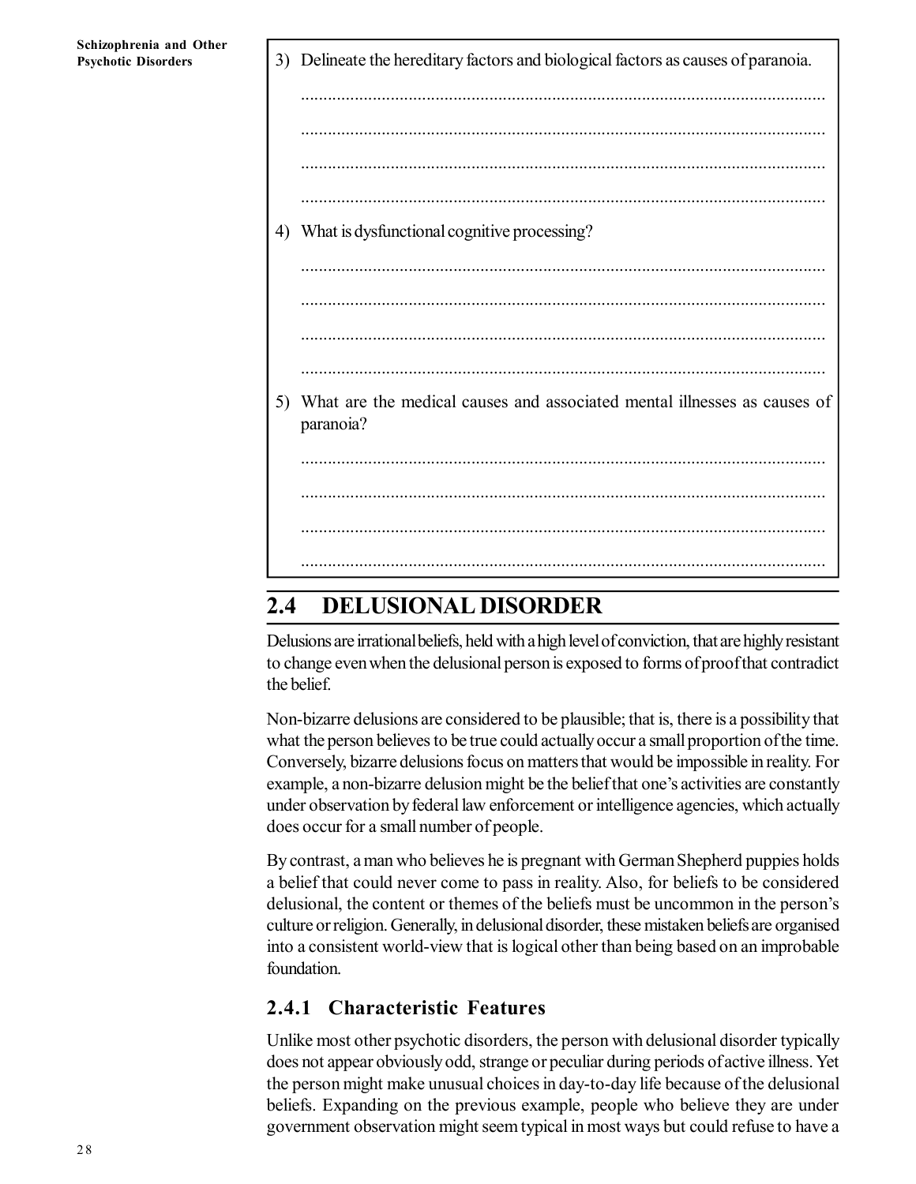3) Delineate the hereditary factors and biological factors as causes of paranoia.

.....................................................................................................................

.....................................................................................................................

.....................................................................................................................

.....................................................................................................................

4) What is dysfunctional cognitive processing?

.....................................................................................................................

.....................................................................................................................

.....................................................................................................................

.....................................................................................................................

5) What are the medical causes and associated mental illnesses as causes of paranoia?

.....................................................................................................................

.....................................................................................................................

.....................................................................................................................

.....................................................................................................................

## 2.4 DELUSIONAL DISORDER

Delusions are irrational beliefs, held with a high level of conviction, that are highly resistant to change even when the delusional person is exposed to forms of proof that contradict the belief.

Non-bizarre delusions are considered to be plausible; that is, there is a possibility that what the person believes to be true could actually occur a small proportion of the time. Conversely, bizarre delusions focus on matters that would be impossible in reality. For example, a non-bizarre delusion might be the belief that one's activities are constantly under observation by federal law enforcement or intelligence agencies, which actually does occur for a small number of people.

By contrast, a man who believes he is pregnant with German Shepherd puppies holds a belief that could never come to pass in reality. Also, for beliefs to be considered delusional, the content or themes of the beliefs must be uncommon in the person's culture or religion. Generally, in delusional disorder, these mistaken beliefs are organised into a consistent world-view that is logical other than being based on an improbable foundation.

### 2.4.1 Characteristic Features

Unlike most other psychotic disorders, the person with delusional disorder typically does not appear obviously odd, strange or peculiar during periods of active illness. Yet the person might make unusual choices in day-to-day life because of the delusional beliefs. Expanding on the previous example, people who believe they are under government observation might seem typical in most ways but could refuse to have a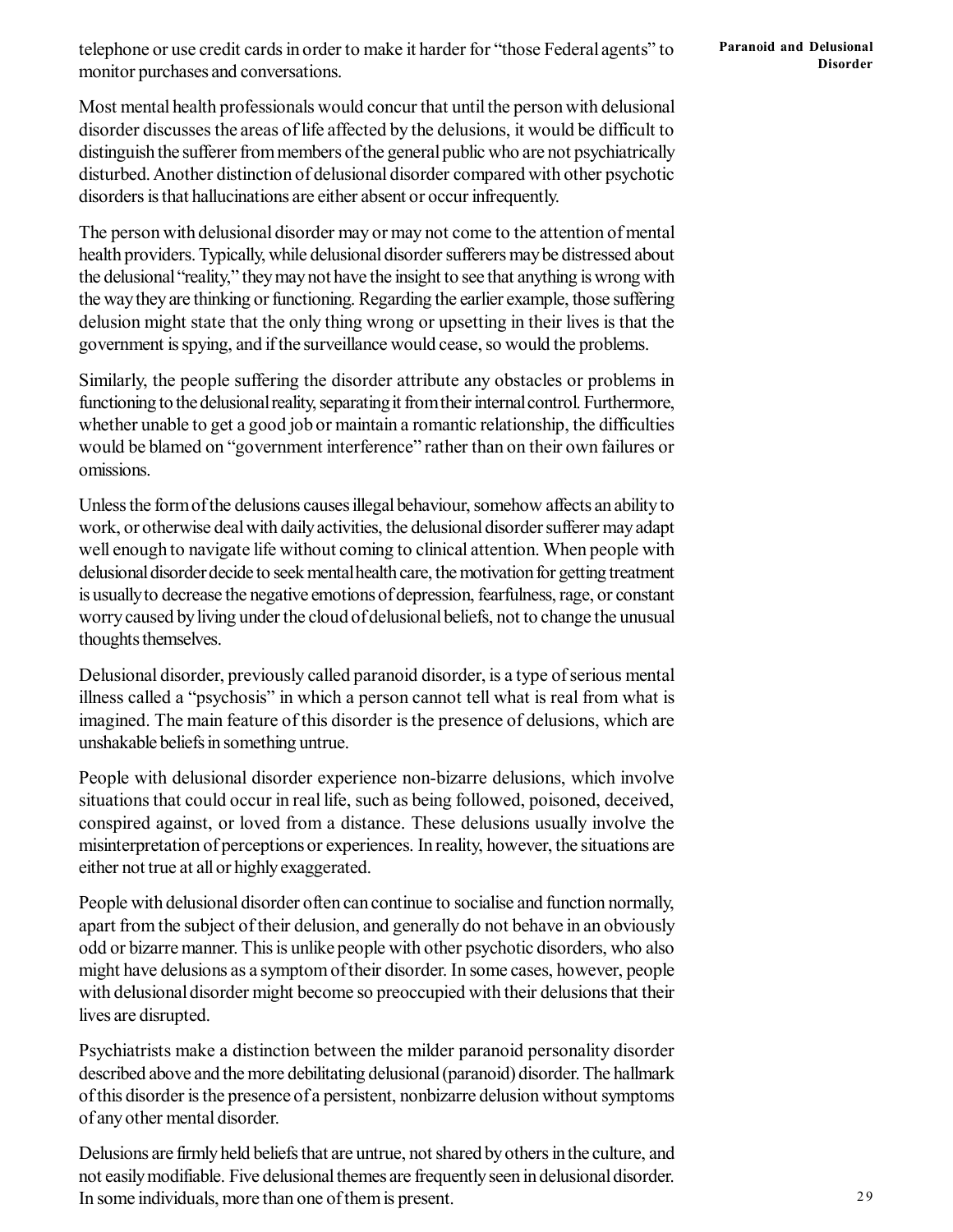telephone or use credit cards in order to make it harder for "those Federal agents" to monitor purchases and conversations.

Most mental health professionals would concur that until the person with delusional disorder discusses the areas of life affected by the delusions, it would be difficult to distinguish the sufferer from members of the general public who are not psychiatrically disturbed. Another distinction of delusional disorder compared with other psychotic disorders is that hallucinations are either absent or occur infrequently.

The person with delusional disorder may or may not come to the attention of mental health providers. Typically, while delusional disorder sufferers may be distressed about the delusional "reality," they may not have the insight to see that anything is wrong with the way they are thinking or functioning. Regarding the earlier example, those suffering delusion might state that the only thing wrong or upsetting in their lives is that the government is spying, and if the surveillance would cease, so would the problems.

Similarly, the people suffering the disorder attribute any obstacles or problems in functioning to the delusional reality, separating it from their internal control. Furthermore, whether unable to get a good job or maintain a romantic relationship, the difficulties would be blamed on "government interference" rather than on their own failures or omissions.

Unless the form of the delusions causes illegal behaviour, somehow affects an ability to work, or otherwise deal with daily activities, the delusional disorder sufferer may adapt well enough to navigate life without coming to clinical attention. When people with delusional disorder decide to seek mental health care, the motivation for getting treatment is usually to decrease the negative emotions of depression, fearfulness, rage, or constant worry caused by living under the cloud of delusional beliefs, not to change the unusual thoughts themselves.

Delusional disorder, previously called paranoid disorder, is a type of serious mental illness called a "psychosis" in which a person cannot tell what is real from what is imagined. The main feature of this disorder is the presence of delusions, which are unshakable beliefs in something untrue.

People with delusional disorder experience non-bizarre delusions, which involve situations that could occur in real life, such as being followed, poisoned, deceived, conspired against, or loved from a distance. These delusions usually involve the misinterpretation of perceptions or experiences. In reality, however, the situations are either not true at all or highly exaggerated.

People with delusional disorder often can continue to socialise and function normally, apart from the subject of their delusion, and generally do not behave in an obviously odd or bizarre manner. This is unlike people with other psychotic disorders, who also might have delusions as a symptom of their disorder. In some cases, however, people with delusional disorder might become so preoccupied with their delusions that their lives are disrupted.

Psychiatrists make a distinction between the milder paranoid personality disorder described above and the more debilitating delusional (paranoid) disorder. The hallmark of this disorder is the presence of a persistent, nonbizarre delusion without symptoms of any other mental disorder.

Delusions are firmly held beliefs that are untrue, not shared by others in the culture, and not easily modifiable. Five delusional themes are frequently seen in delusional disorder. In some individuals, more than one of them is present.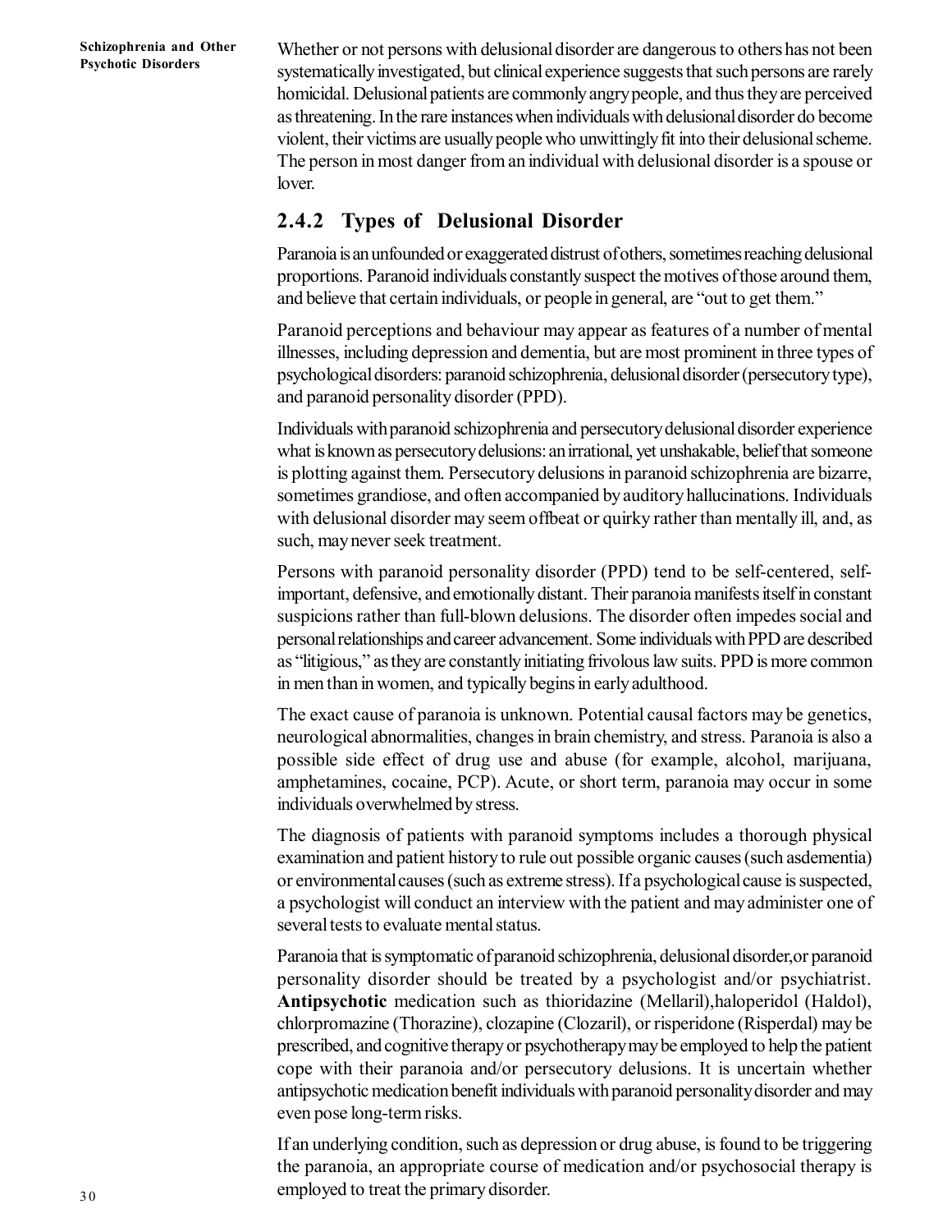Whether or not persons with delusional disorder are dangerous to others has not been systematically investigated, but clinical experience suggests that such persons are rarely homicidal. Delusional patients are commonly angry people, and thus they are perceived as threatening. In the rare instances when individuals with delusional disorder do become violent, their victims are usually people who unwittingly fit into their delusional scheme. The person in most danger from an individual with delusional disorder is a spouse or lover.

## 2.4.2 Types of Delusional Disorder

Paranoia is an unfounded or exaggerated distrust of others, sometimes reaching delusional proportions. Paranoid individuals constantly suspect the motives of those around them, and believe that certain individuals, or people in general, are "out to get them."

Paranoid perceptions and behaviour may appear as features of a number of mental illnesses, including depression and dementia, but are most prominent in three types of psychological disorders: paranoid schizophrenia, delusional disorder (persecutory type), and paranoid personality disorder (PPD).

Individuals with paranoid schizophrenia and persecutory delusional disorder experience what is known as persecutory delusions: an irrational, yet unshakable, belief that someone is plotting against them. Persecutory delusions in paranoid schizophrenia are bizarre, sometimes grandiose, and often accompanied by auditory hallucinations. Individuals with delusional disorder may seem offbeat or quirky rather than mentally ill, and, as such, may never seek treatment.

Persons with paranoid personality disorder (PPD) tend to be self-centered, self-important, defensive, and emotionally distant. Their paranoia manifests itself in constant suspicions rather than full-blown delusions. The disorder often impedes social and personal relationships and career advancement. Some individuals with PPD are described as "litigious," as they are constantly initiating frivolous law suits. PPD is more common in men than in women, and typically begins in early adulthood.

The exact cause of paranoia is unknown. Potential causal factors may be genetics, neurological abnormalities, changes in brain chemistry, and stress. Paranoia is also a possible side effect of drug use and abuse (for example, alcohol, marijuana, amphetamines, cocaine, PCP). Acute, or short term, paranoia may occur in some individuals overwhelmed by stress.

The diagnosis of patients with paranoid symptoms includes a thorough physical examination and patient history to rule out possible organic causes (such asdementia) or environmental causes (such as extreme stress). If a psychological cause is suspected, a psychologist will conduct an interview with the patient and may administer one of several tests to evaluate mental status.

Paranoia that is symptomatic of paranoid schizophrenia, delusional disorder,or paranoid personality disorder should be treated by a psychologist and/or psychiatrist. **Antipsychotic** medication such as thioridazine (Mellaril),haloperidol (Haldol), chlorpromazine (Thorazine), clozapine (Clozaril), or risperidone (Risperdal) may be prescribed, and cognitive therapy or psychotherapy may be employed to help the patient cope with their paranoia and/or persecutory delusions. It is uncertain whether antipsychotic medication benefit individuals with paranoid personality disorder and may even pose long-term risks.

If an underlying condition, such as depression or drug abuse, is found to be triggering the paranoia, an appropriate course of medication and/or psychosocial therapy is employed to treat the primary disorder.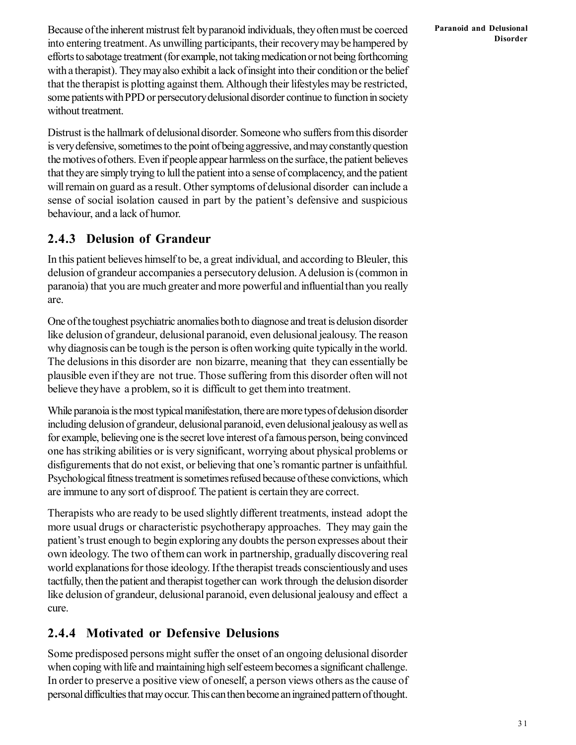Because of the inherent mistrust felt by paranoid individuals, they often must be coerced into entering treatment. As unwilling participants, their recovery may be hampered by efforts to sabotage treatment (for example, not taking medication or not being forthcoming with a therapist). They may also exhibit a lack of insight into their condition or the belief that the therapist is plotting against them. Although their lifestyles may be restricted, some patients with PPD or persecutory delusional disorder continue to function in society without treatment.

Distrust is the hallmark of delusional disorder. Someone who suffers from this disorder is very defensive, sometimes to the point of being aggressive, and may constantly question the motives of others. Even if people appear harmless on the surface, the patient believes that they are simply trying to lull the patient into a sense of complacency, and the patient will remain on guard as a result. Other symptoms of delusional disorder can include a sense of social isolation caused in part by the patient's defensive and suspicious behaviour, and a lack of humor.

### 2.4.3 Delusion of Grandeur

In this patient believes himself to be, a great individual, and according to Bleuler, this delusion of grandeur accompanies a persecutory delusion. A delusion is (common in paranoia) that you are much greater and more powerful and influential than you really are.

One of the toughest psychiatric anomalies both to diagnose and treat is delusion disorder like delusion of grandeur, delusional paranoid, even delusional jealousy. The reason why diagnosis can be tough is the person is often working quite typically in the world. The delusions in this disorder are non bizarre, meaning that they can essentially be plausible even if they are not true. Those suffering from this disorder often will not believe they have a problem, so it is difficult to get them into treatment.

While paranoia is the most typical manifestation, there are more types of delusion disorder including delusion of grandeur, delusional paranoid, even delusional jealousy as well as for example, believing one is the secret love interest of a famous person, being convinced one has striking abilities or is very significant, worrying about physical problems or disfigurements that do not exist, or believing that one's romantic partner is unfaithful. Psychological fitness treatment is sometimes refused because of these convictions, which are immune to any sort of disproof. The patient is certain they are correct.

Therapists who are ready to be used slightly different treatments, instead adopt the more usual drugs or characteristic psychotherapy approaches. They may gain the patient's trust enough to begin exploring any doubts the person expresses about their own ideology. The two of them can work in partnership, gradually discovering real world explanations for those ideology. If the therapist treads conscientiously and uses tactfully, then the patient and therapist together can work through the delusion disorder like delusion of grandeur, delusional paranoid, even delusional jealousy and effect a cure.

### 2.4.4 Motivated or Defensive Delusions

Some predisposed persons might suffer the onset of an ongoing delusional disorder when coping with life and maintaining high self esteem becomes a significant challenge. In order to preserve a positive view of oneself, a person views others as the cause of personal difficulties that may occur. This can then become an ingrained pattern of thought.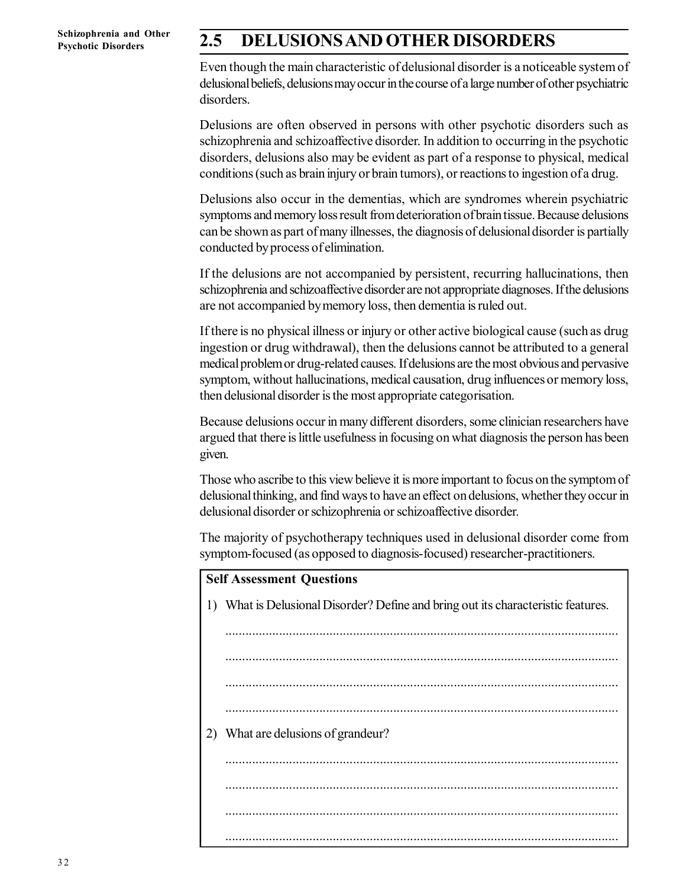## 2.5 DELUSIONS AND OTHER DISORDERS

Even though the main characteristic of delusional disorder is a noticeable system of delusional beliefs, delusions may occur in the course of a large number of other psychiatric disorders.

Delusions are often observed in persons with other psychotic disorders such as schizophrenia and schizoaffective disorder. In addition to occurring in the psychotic disorders, delusions also may be evident as part of a response to physical, medical conditions (such as brain injury or brain tumors), or reactions to ingestion of a drug.

Delusions also occur in the dementias, which are syndromes wherein psychiatric symptoms and memory loss result from deterioration of brain tissue. Because delusions can be shown as part of many illnesses, the diagnosis of delusional disorder is partially conducted by process of elimination.

If the delusions are not accompanied by persistent, recurring hallucinations, then schizophrenia and schizoaffective disorder are not appropriate diagnoses. If the delusions are not accompanied by memory loss, then dementia is ruled out.

If there is no physical illness or injury or other active biological cause (such as drug ingestion or drug withdrawal), then the delusions cannot be attributed to a general medical problem or drug-related causes. If delusions are the most obvious and pervasive symptom, without hallucinations, medical causation, drug influences or memory loss, then delusional disorder is the most appropriate categorisation.

Because delusions occur in many different disorders, some clinician researchers have argued that there is little usefulness in focusing on what diagnosis the person has been given.

Those who ascribe to this view believe it is more important to focus on the symptom of delusional thinking, and find ways to have an effect on delusions, whether they occur in delusional disorder or schizophrenia or schizoaffective disorder.

The majority of psychotherapy techniques used in delusional disorder come from symptom-focused (as opposed to diagnosis-focused) researcher-practitioners.

**Self Assessment Questions**

1) What is Delusional Disorder? Define and bring out its characteristic features.

.....................................................................................................................

.....................................................................................................................

.....................................................................................................................

.....................................................................................................................

2) What are delusions of grandeur?

.....................................................................................................................

.....................................................................................................................

.....................................................................................................................

.....................................................................................................................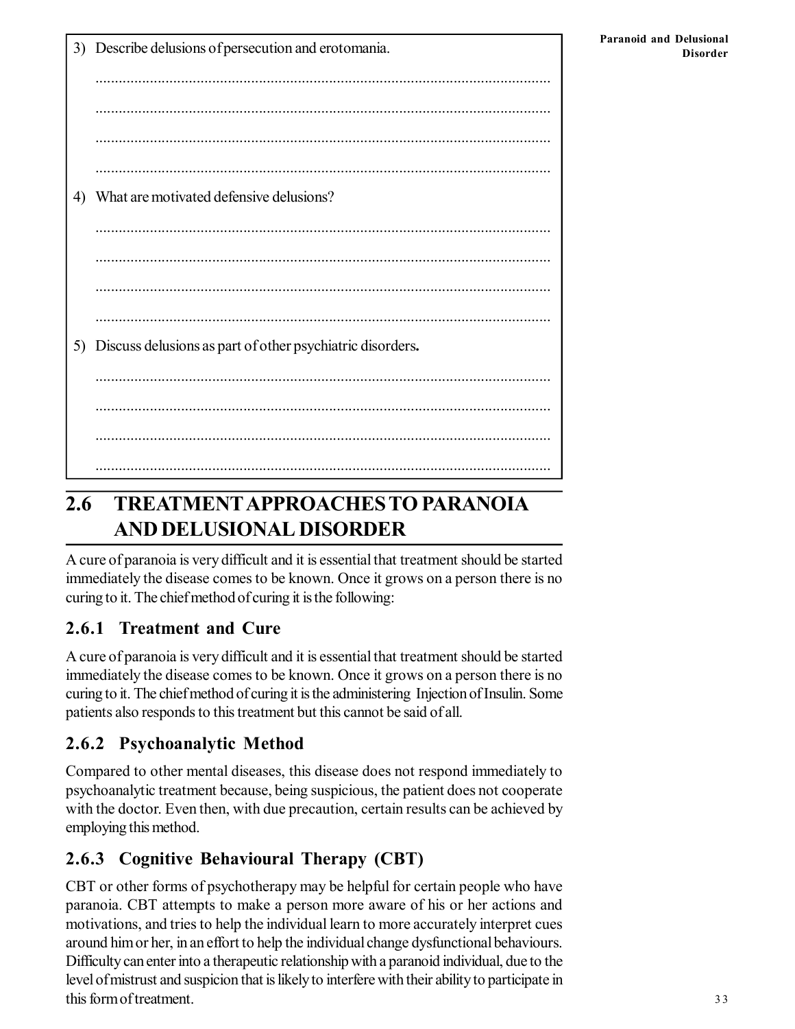3) Describe delusions of persecution and erotomania.

......................................................................................................................

......................................................................................................................

......................................................................................................................

......................................................................................................................

4) What are motivated defensive delusions?

......................................................................................................................

......................................................................................................................

......................................................................................................................

......................................................................................................................

5) Discuss delusions as part of other psychiatric disorders.

......................................................................................................................

......................................................................................................................

......................................................................................................................

......................................................................................................................

## 2.6 TREATMENT APPROACHES TO PARANOIA AND DELUSIONAL DISORDER

A cure of paranoia is very difficult and it is essential that treatment should be started immediately the disease comes to be known. Once it grows on a person there is no curing to it. The chief method of curing it is the following:

### 2.6.1 Treatment and Cure

A cure of paranoia is very difficult and it is essential that treatment should be started immediately the disease comes to be known. Once it grows on a person there is no curing to it. The chief method of curing it is the administering Injection of Insulin. Some patients also responds to this treatment but this cannot be said of all.

### 2.6.2 Psychoanalytic Method

Compared to other mental diseases, this disease does not respond immediately to psychoanalytic treatment because, being suspicious, the patient does not cooperate with the doctor. Even then, with due precaution, certain results can be achieved by employing this method.

### 2.6.3 Cognitive Behavioural Therapy (CBT)

CBT or other forms of psychotherapy may be helpful for certain people who have paranoia. CBT attempts to make a person more aware of his or her actions and motivations, and tries to help the individual learn to more accurately interpret cues around him or her, in an effort to help the individual change dysfunctional behaviours. Difficulty can enter into a therapeutic relationship with a paranoid individual, due to the level of mistrust and suspicion that is likely to interfere with their ability to participate in this form of treatment.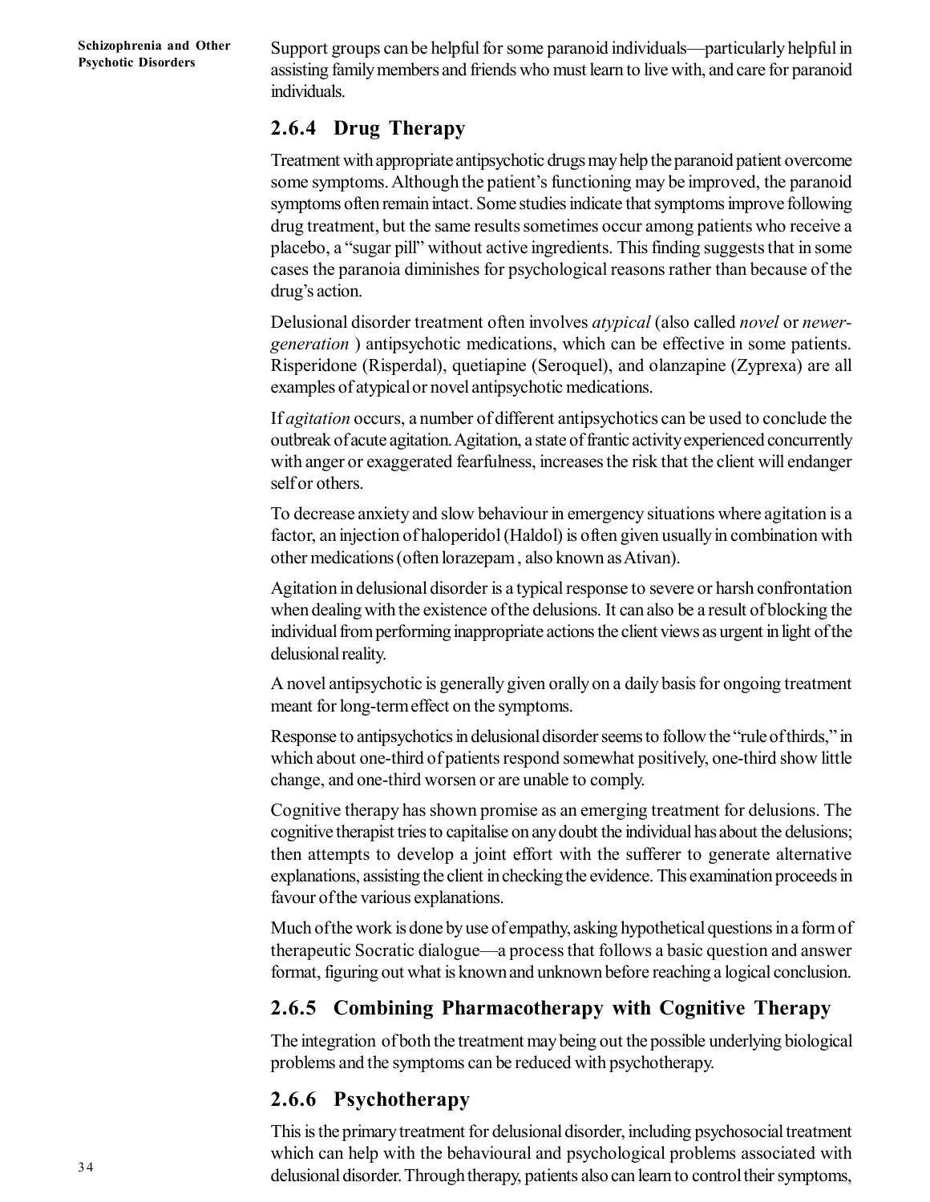Support groups can be helpful for some paranoid individuals—particularly helpful in assisting family members and friends who must learn to live with, and care for paranoid individuals.

### 2.6.4 Drug Therapy

Treatment with appropriate antipsychotic drugs may help the paranoid patient overcome some symptoms. Although the patient's functioning may be improved, the paranoid symptoms often remain intact. Some studies indicate that symptoms improve following drug treatment, but the same results sometimes occur among patients who receive a placebo, a "sugar pill" without active ingredients. This finding suggests that in some cases the paranoia diminishes for psychological reasons rather than because of the drug's action.

Delusional disorder treatment often involves *atypical* (also called *novel* or *newer-generation* ) antipsychotic medications, which can be effective in some patients. Risperidone (Risperdal), quetiapine (Seroquel), and olanzapine (Zyprexa) are all examples of atypical or novel antipsychotic medications.

If *agitation* occurs, a number of different antipsychotics can be used to conclude the outbreak of acute agitation. Agitation, a state of frantic activity experienced concurrently with anger or exaggerated fearfulness, increases the risk that the client will endanger self or others.

To decrease anxiety and slow behaviour in emergency situations where agitation is a factor, an injection of haloperidol (Haldol) is often given usually in combination with other medications (often lorazepam , also known as Ativan).

Agitation in delusional disorder is a typical response to severe or harsh confrontation when dealing with the existence of the delusions. It can also be a result of blocking the individual from performing inappropriate actions the client views as urgent in light of the delusional reality.

A novel antipsychotic is generally given orally on a daily basis for ongoing treatment meant for long-term effect on the symptoms.

Response to antipsychotics in delusional disorder seems to follow the "rule of thirds," in which about one-third of patients respond somewhat positively, one-third show little change, and one-third worsen or are unable to comply.

Cognitive therapy has shown promise as an emerging treatment for delusions. The cognitive therapist tries to capitalise on any doubt the individual has about the delusions; then attempts to develop a joint effort with the sufferer to generate alternative explanations, assisting the client in checking the evidence. This examination proceeds in favour of the various explanations.

Much of the work is done by use of empathy, asking hypothetical questions in a form of therapeutic Socratic dialogue—a process that follows a basic question and answer format, figuring out what is known and unknown before reaching a logical conclusion.

### 2.6.5 Combining Pharmacotherapy with Cognitive Therapy

The integration of both the treatment may being out the possible underlying biological problems and the symptoms can be reduced with psychotherapy.

### 2.6.6 Psychotherapy

This is the primary treatment for delusional disorder, including psychosocial treatment which can help with the behavioural and psychological problems associated with delusional disorder. Through therapy, patients also can learn to control their symptoms,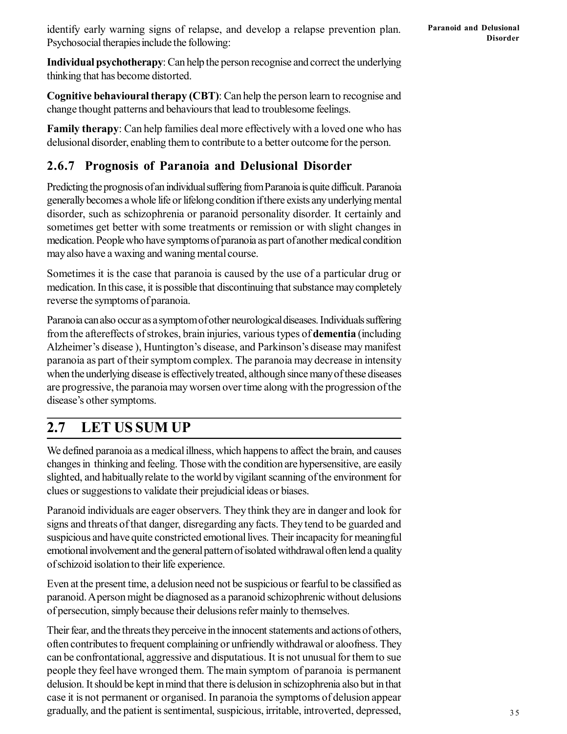identify early warning signs of relapse, and develop a relapse prevention plan. Psychosocial therapies include the following:

**Individual psychotherapy**: Can help the person recognise and correct the underlying thinking that has become distorted.

**Cognitive behavioural therapy (CBT)**: Can help the person learn to recognise and change thought patterns and behaviours that lead to troublesome feelings.

**Family therapy**: Can help families deal more effectively with a loved one who has delusional disorder, enabling them to contribute to a better outcome for the person.

### 2.6.7 Prognosis of Paranoia and Delusional Disorder

Predicting the prognosis of an individual suffering from Paranoia is quite difficult. Paranoia generally becomes a whole life or lifelong condition if there exists any underlying mental disorder, such as schizophrenia or paranoid personality disorder. It certainly and sometimes get better with some treatments or remission or with slight changes in medication. People who have symptoms of paranoia as part of another medical condition may also have a waxing and waning mental course.

Sometimes it is the case that paranoia is caused by the use of a particular drug or medication. In this case, it is possible that discontinuing that substance may completely reverse the symptoms of paranoia.

Paranoia can also occur as a symptom of other neurological diseases. Individuals suffering from the aftereffects of strokes, brain injuries, various types of **dementia** (including Alzheimer's disease ), Huntington's disease, and Parkinson's disease may manifest paranoia as part of their symptom complex. The paranoia may decrease in intensity when the underlying disease is effectively treated, although since many of these diseases are progressive, the paranoia may worsen over time along with the progression of the disease's other symptoms.

## 2.7 LET US SUM UP

We defined paranoia as a medical illness, which happens to affect the brain, and causes changes in thinking and feeling. Those with the condition are hypersensitive, are easily slighted, and habitually relate to the world by vigilant scanning of the environment for clues or suggestions to validate their prejudicial ideas or biases.

Paranoid individuals are eager observers. They think they are in danger and look for signs and threats of that danger, disregarding any facts. They tend to be guarded and suspicious and have quite constricted emotional lives. Their incapacity for meaningful emotional involvement and the general pattern of isolated withdrawal often lend a quality of schizoid isolation to their life experience.

Even at the present time, a delusion need not be suspicious or fearful to be classified as paranoid. A person might be diagnosed as a paranoid schizophrenic without delusions of persecution, simply because their delusions refer mainly to themselves.

Their fear, and the threats they perceive in the innocent statements and actions of others, often contributes to frequent complaining or unfriendly withdrawal or aloofness. They can be confrontational, aggressive and disputatious. It is not unusual for them to sue people they feel have wronged them. The main symptom of paranoia is permanent delusion. It should be kept in mind that there is delusion in schizophrenia also but in that case it is not permanent or organised. In paranoia the symptoms of delusion appear gradually, and the patient is sentimental, suspicious, irritable, introverted, depressed,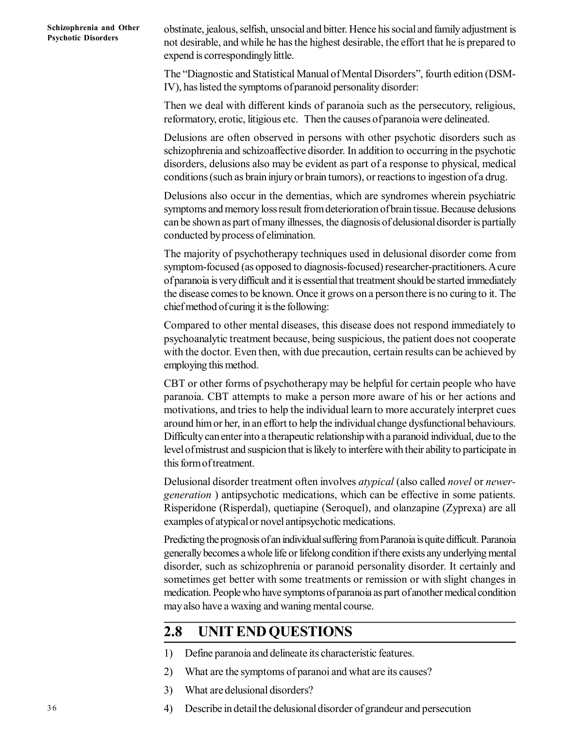obstinate, jealous, selfish, unsocial and bitter. Hence his social and family adjustment is not desirable, and while he has the highest desirable, the effort that he is prepared to expend is correspondingly little.

The "Diagnostic and Statistical Manual of Mental Disorders", fourth edition (DSM-IV), has listed the symptoms of paranoid personality disorder:

Then we deal with different kinds of paranoia such as the persecutory, religious, reformatory, erotic, litigious etc. Then the causes of paranoia were delineated.

Delusions are often observed in persons with other psychotic disorders such as schizophrenia and schizoaffective disorder. In addition to occurring in the psychotic disorders, delusions also may be evident as part of a response to physical, medical conditions (such as brain injury or brain tumors), or reactions to ingestion of a drug.

Delusions also occur in the dementias, which are syndromes wherein psychiatric symptoms and memory loss result from deterioration of brain tissue. Because delusions can be shown as part of many illnesses, the diagnosis of delusional disorder is partially conducted by process of elimination.

The majority of psychotherapy techniques used in delusional disorder come from symptom-focused (as opposed to diagnosis-focused) researcher-practitioners. A cure of paranoia is very difficult and it is essential that treatment should be started immediately the disease comes to be known. Once it grows on a person there is no curing to it. The chief method of curing it is the following:

Compared to other mental diseases, this disease does not respond immediately to psychoanalytic treatment because, being suspicious, the patient does not cooperate with the doctor. Even then, with due precaution, certain results can be achieved by employing this method.

CBT or other forms of psychotherapy may be helpful for certain people who have paranoia. CBT attempts to make a person more aware of his or her actions and motivations, and tries to help the individual learn to more accurately interpret cues around him or her, in an effort to help the individual change dysfunctional behaviours. Difficulty can enter into a therapeutic relationship with a paranoid individual, due to the level of mistrust and suspicion that is likely to interfere with their ability to participate in this form of treatment.

Delusional disorder treatment often involves *atypical* (also called *novel* or *newer-generation* ) antipsychotic medications, which can be effective in some patients. Risperidone (Risperdal), quetiapine (Seroquel), and olanzapine (Zyprexa) are all examples of atypical or novel antipsychotic medications.

Predicting the prognosis of an individual suffering from Paranoia is quite difficult. Paranoia generally becomes a whole life or lifelong condition if there exists any underlying mental disorder, such as schizophrenia or paranoid personality disorder. It certainly and sometimes get better with some treatments or remission or with slight changes in medication. People who have symptoms of paranoia as part of another medical condition may also have a waxing and waning mental course.

## 2.8 UNIT END QUESTIONS

1) Define paranoia and delineate its characteristic features.
2) What are the symptoms of paranoi and what are its causes?
3) What are delusional disorders?
4) Describe in detail the delusional disorder of grandeur and persecution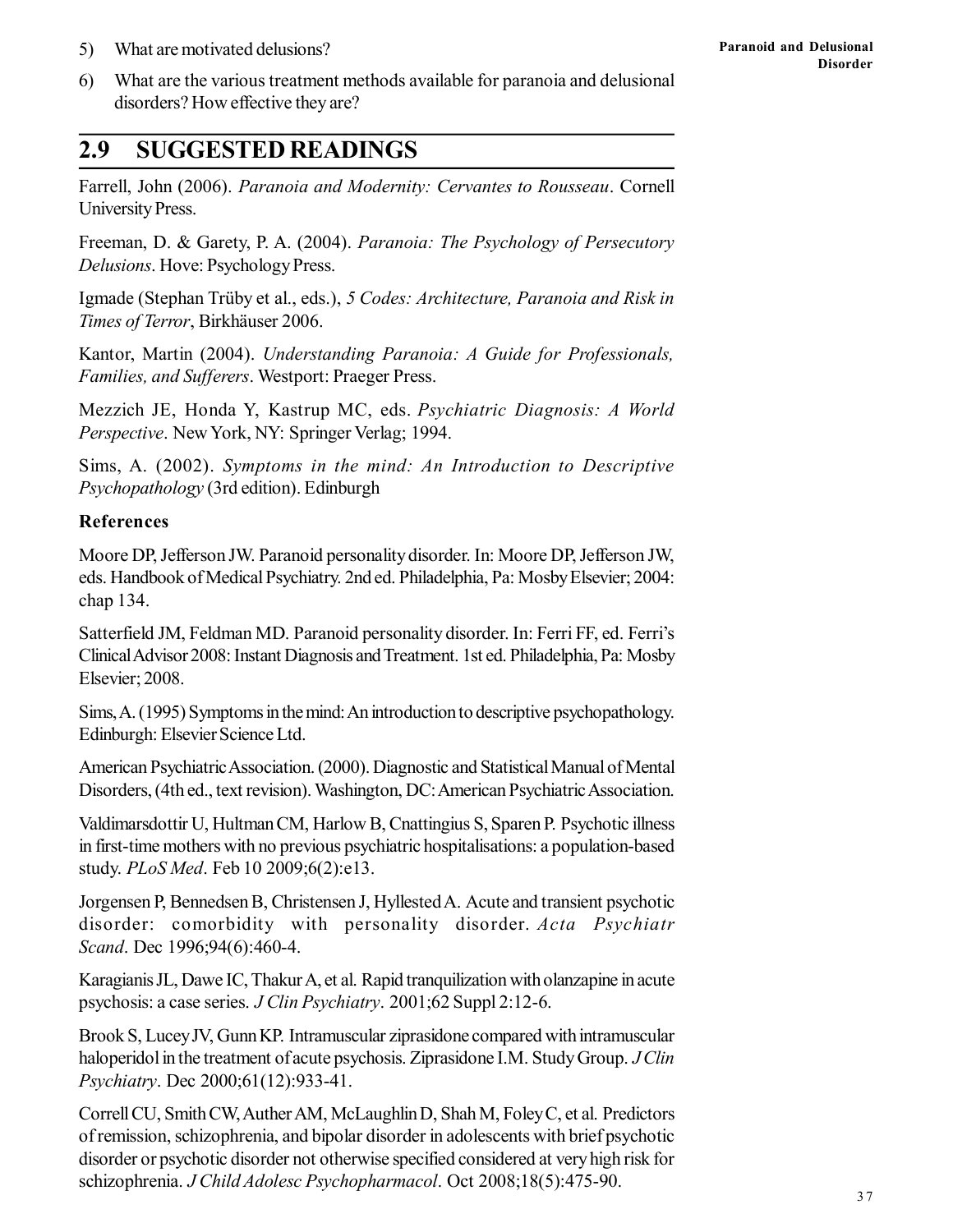5) What are motivated delusions?

6) What are the various treatment methods available for paranoia and delusional disorders? How effective they are?

## 2.9 SUGGESTED READINGS

Farrell, John (2006). *Paranoia and Modernity: Cervantes to Rousseau*. Cornell University Press.

Freeman, D. & Garety, P. A. (2004). *Paranoia: The Psychology of Persecutory Delusions*. Hove: Psychology Press.

Igmade (Stephan Trüby et al., eds.), *5 Codes: Architecture, Paranoia and Risk in Times of Terror*, Birkhäuser 2006.

Kantor, Martin (2004). *Understanding Paranoia: A Guide for Professionals, Families, and Sufferers*. Westport: Praeger Press.

Mezzich JE, Honda Y, Kastrup MC, eds. *Psychiatric Diagnosis: A World Perspective*. New York, NY: Springer Verlag; 1994.

Sims, A. (2002). *Symptoms in the mind: An Introduction to Descriptive Psychopathology* (3rd edition). Edinburgh

### References

Moore DP, Jefferson JW. Paranoid personality disorder. In: Moore DP, Jefferson JW, eds. Handbook of Medical Psychiatry. 2nd ed. Philadelphia, Pa: Mosby Elsevier; 2004: chap 134.

Satterfield JM, Feldman MD. Paranoid personality disorder. In: Ferri FF, ed. Ferri's Clinical Advisor 2008: Instant Diagnosis and Treatment. 1st ed. Philadelphia, Pa: Mosby Elsevier; 2008.

Sims, A. (1995) Symptoms in the mind: An introduction to descriptive psychopathology. Edinburgh: Elsevier Science Ltd.

American Psychiatric Association. (2000). Diagnostic and Statistical Manual of Mental Disorders, (4th ed., text revision). Washington, DC: American Psychiatric Association.

Valdimarsdottir U, Hultman CM, Harlow B, Cnattingius S, Sparen P. Psychotic illness in first-time mothers with no previous psychiatric hospitalisations: a population-based study. *PLoS Med*. Feb 10 2009;6(2):e13.

Jorgensen P, Bennedsen B, Christensen J, Hyllested A. Acute and transient psychotic disorder: comorbidity with personality disorder. *Acta Psychiatr Scand*. Dec 1996;94(6):460-4.

Karagianis JL, Dawe IC, Thakur A, et al. Rapid tranquilization with olanzapine in acute psychosis: a case series. *J Clin Psychiatry*. 2001;62 Suppl 2:12-6.

Brook S, Lucey JV, Gunn KP. Intramuscular ziprasidone compared with intramuscular haloperidol in the treatment of acute psychosis. Ziprasidone I.M. Study Group. *J Clin Psychiatry*. Dec 2000;61(12):933-41.

Correll CU, Smith CW, Auther AM, McLaughlin D, Shah M, Foley C, et al. Predictors of remission, schizophrenia, and bipolar disorder in adolescents with brief psychotic disorder or psychotic disorder not otherwise specified considered at very high risk for schizophrenia. *J Child Adolesc Psychopharmacol*. Oct 2008;18(5):475-90.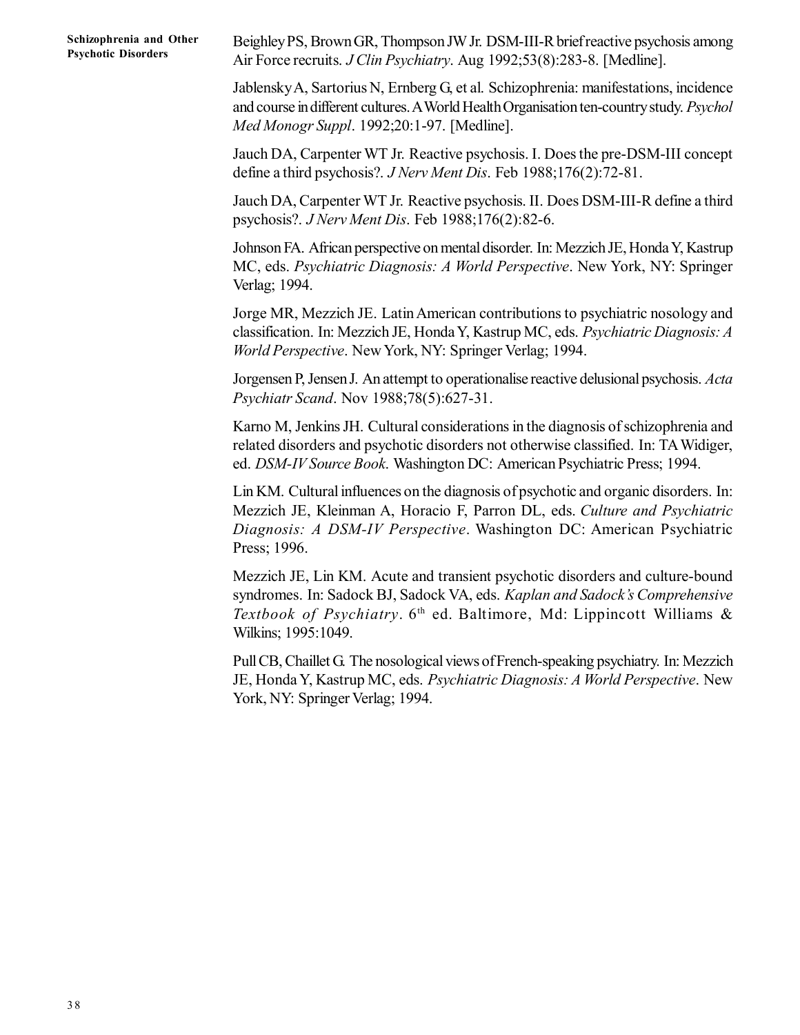Beighley PS, Brown GR, Thompson JW Jr. DSM-III-R brief reactive psychosis among Air Force recruits. *J Clin Psychiatry*. Aug 1992;53(8):283-8. [Medline].

Jablensky A, Sartorius N, Ernberg G, et al. Schizophrenia: manifestations, incidence and course in different cultures. A World Health Organisation ten-country study. *Psychol Med Monogr Suppl*. 1992;20:1-97. [Medline].

Jauch DA, Carpenter WT Jr. Reactive psychosis. I. Does the pre-DSM-III concept define a third psychosis?. *J Nerv Ment Dis*. Feb 1988;176(2):72-81.

Jauch DA, Carpenter WT Jr. Reactive psychosis. II. Does DSM-III-R define a third psychosis?. *J Nerv Ment Dis*. Feb 1988;176(2):82-6.

Johnson FA. African perspective on mental disorder. In: Mezzich JE, Honda Y, Kastrup MC, eds. *Psychiatric Diagnosis: A World Perspective*. New York, NY: Springer Verlag; 1994.

Jorge MR, Mezzich JE. Latin American contributions to psychiatric nosology and classification. In: Mezzich JE, Honda Y, Kastrup MC, eds. *Psychiatric Diagnosis: A World Perspective*. New York, NY: Springer Verlag; 1994.

Jorgensen P, Jensen J. An attempt to operationalise reactive delusional psychosis. *Acta Psychiatr Scand*. Nov 1988;78(5):627-31.

Karno M, Jenkins JH. Cultural considerations in the diagnosis of schizophrenia and related disorders and psychotic disorders not otherwise classified. In: TA Widiger, ed. *DSM-IV Source Book*. Washington DC: American Psychiatric Press; 1994.

Lin KM. Cultural influences on the diagnosis of psychotic and organic disorders. In: Mezzich JE, Kleinman A, Horacio F, Parron DL, eds. *Culture and Psychiatric Diagnosis: A DSM-IV Perspective*. Washington DC: American Psychiatric Press; 1996.

Mezzich JE, Lin KM. Acute and transient psychotic disorders and culture-bound syndromes. In: Sadock BJ, Sadock VA, eds. *Kaplan and Sadock's Comprehensive Textbook of Psychiatry*. 6th ed. Baltimore, Md: Lippincott Williams & Wilkins; 1995:1049.

Pull CB, Chaillet G. The nosological views of French-speaking psychiatry. In: Mezzich JE, Honda Y, Kastrup MC, eds. *Psychiatric Diagnosis: A World Perspective*. New York, NY: Springer Verlag; 1994.